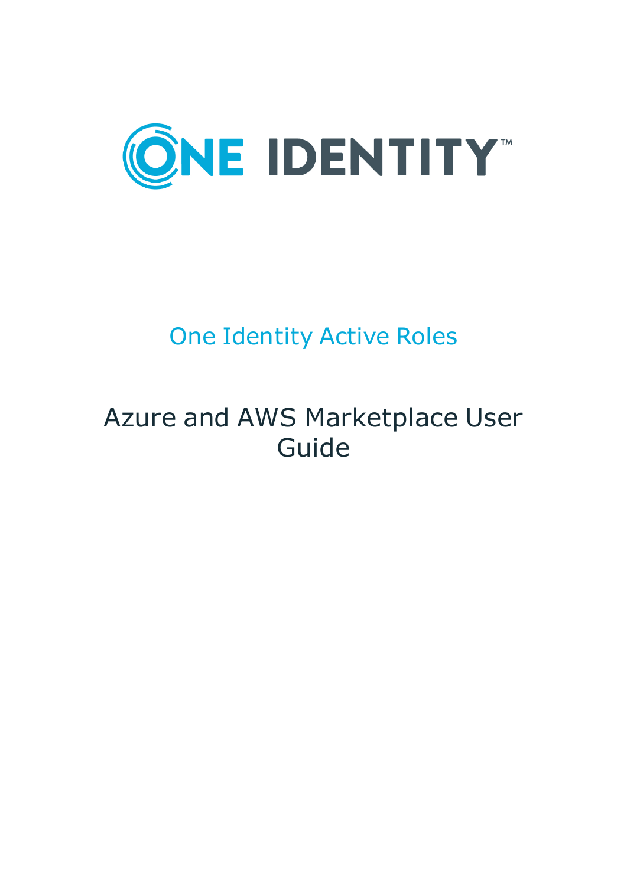ONE IDENTITY™

# One Identity Active Roles

## Azure and AWS Marketplace User Guide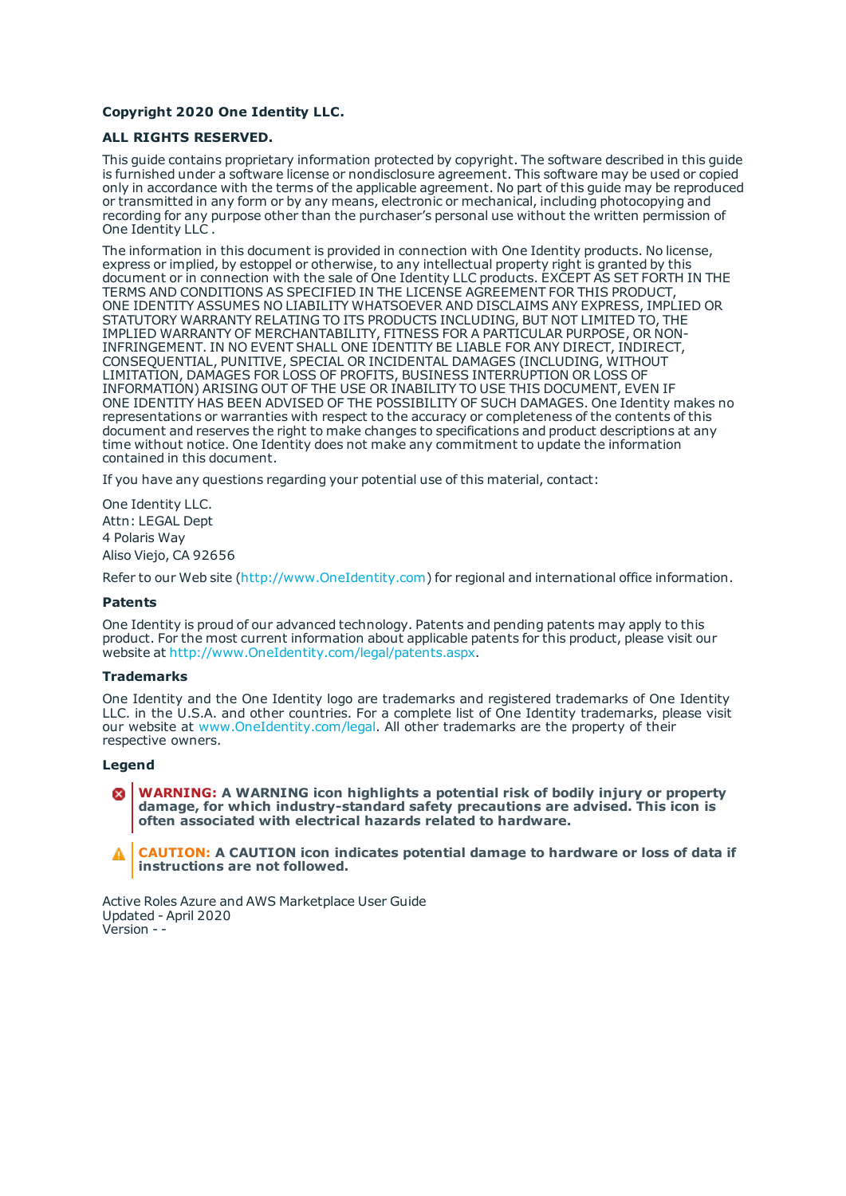**Copyright 2020 One Identity LLC.**

**ALL RIGHTS RESERVED.**

This guide contains proprietary information protected by copyright. The software described in this guide is furnished under a software license or nondisclosure agreement. This software may be used or copied only in accordance with the terms of the applicable agreement. No part of this guide may be reproduced or transmitted in any form or by any means, electronic or mechanical, including photocopying and recording for any purpose other than the purchaser's personal use without the written permission of One Identity LLC .

The information in this document is provided in connection with One Identity products. No license, express or implied, by estoppel or otherwise, to any intellectual property right is granted by this document or in connection with the sale of One Identity LLC products. EXCEPT AS SET FORTH IN THE TERMS AND CONDITIONS AS SPECIFIED IN THE LICENSE AGREEMENT FOR THIS PRODUCT, ONE IDENTITY ASSUMES NO LIABILITY WHATSOEVER AND DISCLAIMS ANY EXPRESS, IMPLIED OR STATUTORY WARRANTY RELATING TO ITS PRODUCTS INCLUDING, BUT NOT LIMITED TO, THE IMPLIED WARRANTY OF MERCHANTABILITY, FITNESS FOR A PARTICULAR PURPOSE, OR NON-INFRINGEMENT. IN NO EVENT SHALL ONE IDENTITY BE LIABLE FOR ANY DIRECT, INDIRECT, CONSEQUENTIAL, PUNITIVE, SPECIAL OR INCIDENTAL DAMAGES (INCLUDING, WITHOUT LIMITATION, DAMAGES FOR LOSS OF PROFITS, BUSINESS INTERRUPTION OR LOSS OF INFORMATION) ARISING OUT OF THE USE OR INABILITY TO USE THIS DOCUMENT, EVEN IF ONE IDENTITY HAS BEEN ADVISED OF THE POSSIBILITY OF SUCH DAMAGES. One Identity makes no representations or warranties with respect to the accuracy or completeness of the contents of this document and reserves the right to make changes to specifications and product descriptions at any time without notice. One Identity does not make any commitment to update the information contained in this document.

If you have any questions regarding your potential use of this material, contact:

One Identity LLC.  
Attn: LEGAL Dept  
4 Polaris Way  
Aliso Viejo, CA 92656

Refer to our Web site (http://www.OneIdentity.com) for regional and international office information.

**Patents**

One Identity is proud of our advanced technology. Patents and pending patents may apply to this product. For the most current information about applicable patents for this product, please visit our website at http://www.OneIdentity.com/legal/patents.aspx.

**Trademarks**

One Identity and the One Identity logo are trademarks and registered trademarks of One Identity LLC. in the U.S.A. and other countries. For a complete list of One Identity trademarks, please visit our website at www.OneIdentity.com/legal. All other trademarks are the property of their respective owners.

**Legend**

**WARNING: A WARNING icon highlights a potential risk of bodily injury or property damage, for which industry-standard safety precautions are advised. This icon is often associated with electrical hazards related to hardware.**

**CAUTION: A CAUTION icon indicates potential damage to hardware or loss of data if instructions are not followed.**

Active Roles Azure and AWS Marketplace User Guide  
Updated - April 2020  
Version - -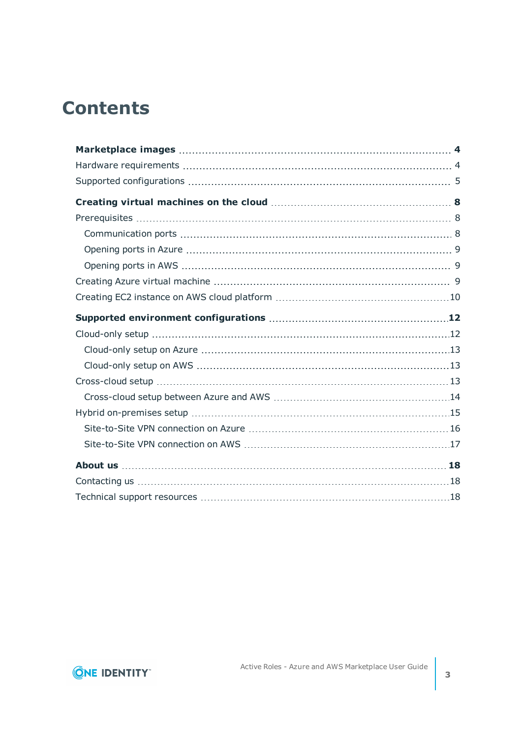# Contents

**Marketplace images** 4

Hardware requirements 4

Supported configurations 5

**Creating virtual machines on the cloud** 8

Prerequisites 8

- Communication ports 8
- Opening ports in Azure 9
- Opening ports in AWS 9

Creating Azure virtual machine 9

Creating EC2 instance on AWS cloud platform 10

**Supported environment configurations** 12

Cloud-only setup 12

- Cloud-only setup on Azure 13
- Cloud-only setup on AWS 13

Cross-cloud setup 13

- Cross-cloud setup between Azure and AWS 14

Hybrid on-premises setup 15

- Site-to-Site VPN connection on Azure 16
- Site-to-Site VPN connection on AWS 17

**About us** 18

Contacting us 18

Technical support resources 18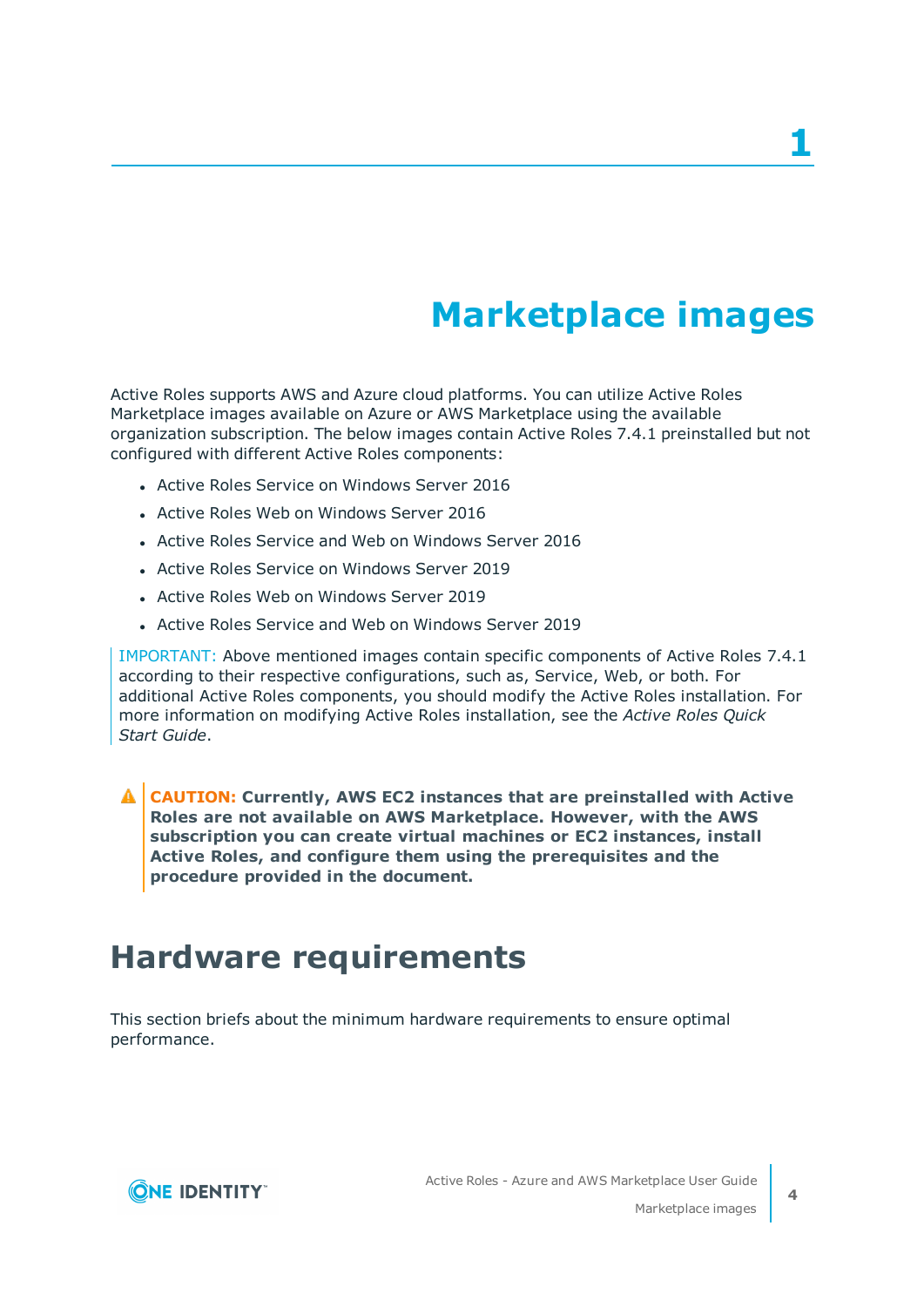# 1

# Marketplace images

Active Roles supports AWS and Azure cloud platforms. You can utilize Active Roles Marketplace images available on Azure or AWS Marketplace using the available organization subscription. The below images contain Active Roles 7.4.1 preinstalled but not configured with different Active Roles components:

- Active Roles Service on Windows Server 2016
- Active Roles Web on Windows Server 2016
- Active Roles Service and Web on Windows Server 2016
- Active Roles Service on Windows Server 2019
- Active Roles Web on Windows Server 2019
- Active Roles Service and Web on Windows Server 2019

IMPORTANT: Above mentioned images contain specific components of Active Roles 7.4.1 according to their respective configurations, such as, Service, Web, or both. For additional Active Roles components, you should modify the Active Roles installation. For more information on modifying Active Roles installation, see the *Active Roles Quick Start Guide*.

**CAUTION: Currently, AWS EC2 instances that are preinstalled with Active Roles are not available on AWS Marketplace. However, with the AWS subscription you can create virtual machines or EC2 instances, install Active Roles, and configure them using the prerequisites and the procedure provided in the document.**

## Hardware requirements

This section briefs about the minimum hardware requirements to ensure optimal performance.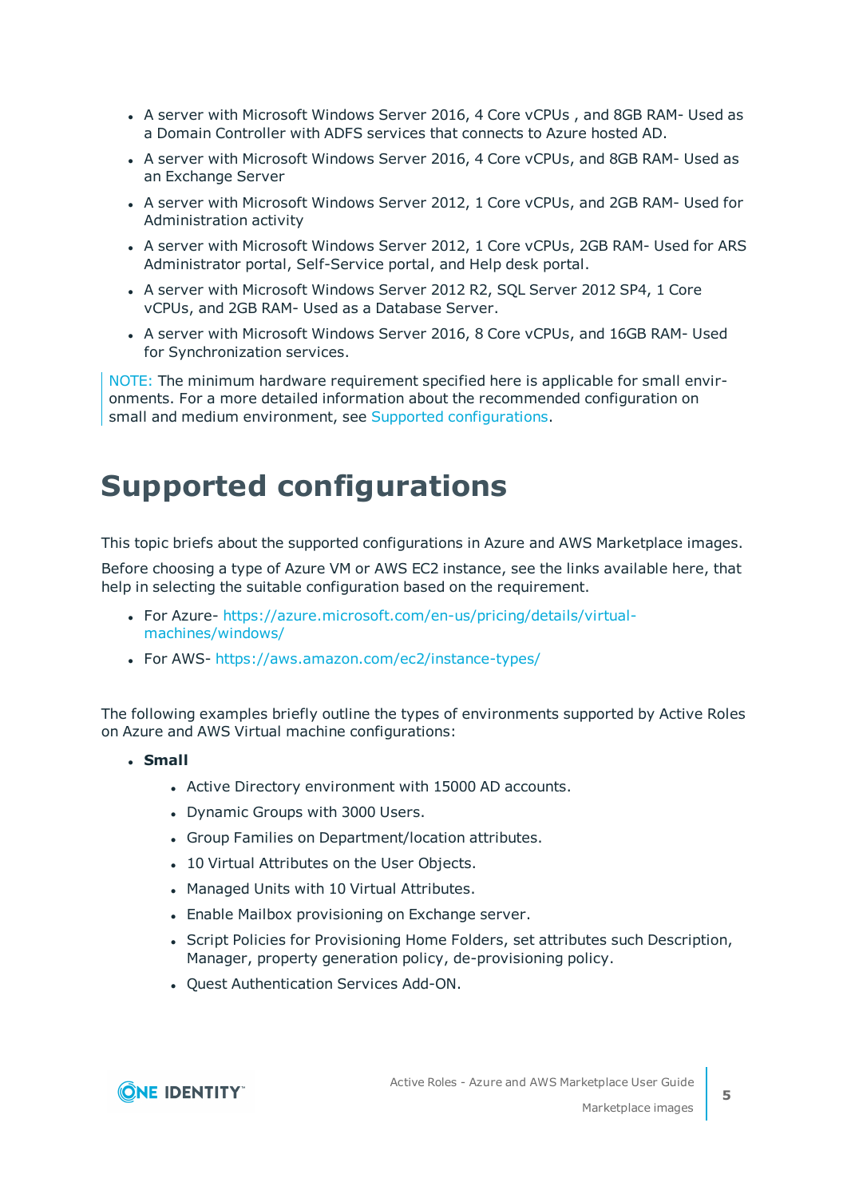- A server with Microsoft Windows Server 2016, 4 Core vCPUs , and 8GB RAM- Used as a Domain Controller with ADFS services that connects to Azure hosted AD.
- A server with Microsoft Windows Server 2016, 4 Core vCPUs, and 8GB RAM- Used as an Exchange Server
- A server with Microsoft Windows Server 2012, 1 Core vCPUs, and 2GB RAM- Used for Administration activity
- A server with Microsoft Windows Server 2012, 1 Core vCPUs, 2GB RAM- Used for ARS Administrator portal, Self-Service portal, and Help desk portal.
- A server with Microsoft Windows Server 2012 R2, SQL Server 2012 SP4, 1 Core vCPUs, and 2GB RAM- Used as a Database Server.
- A server with Microsoft Windows Server 2016, 8 Core vCPUs, and 16GB RAM- Used for Synchronization services.

NOTE: The minimum hardware requirement specified here is applicable for small environments. For a more detailed information about the recommended configuration on small and medium environment, see Supported configurations.

# Supported configurations

This topic briefs about the supported configurations in Azure and AWS Marketplace images.

Before choosing a type of Azure VM or AWS EC2 instance, see the links available here, that help in selecting the suitable configuration based on the requirement.

- For Azure- https://azure.microsoft.com/en-us/pricing/details/virtual-machines/windows/
- For AWS- https://aws.amazon.com/ec2/instance-types/

The following examples briefly outline the types of environments supported by Active Roles on Azure and AWS Virtual machine configurations:

- **Small**
  - Active Directory environment with 15000 AD accounts.
  - Dynamic Groups with 3000 Users.
  - Group Families on Department/location attributes.
  - 10 Virtual Attributes on the User Objects.
  - Managed Units with 10 Virtual Attributes.
  - Enable Mailbox provisioning on Exchange server.
  - Script Policies for Provisioning Home Folders, set attributes such Description, Manager, property generation policy, de-provisioning policy.
  - Quest Authentication Services Add-ON.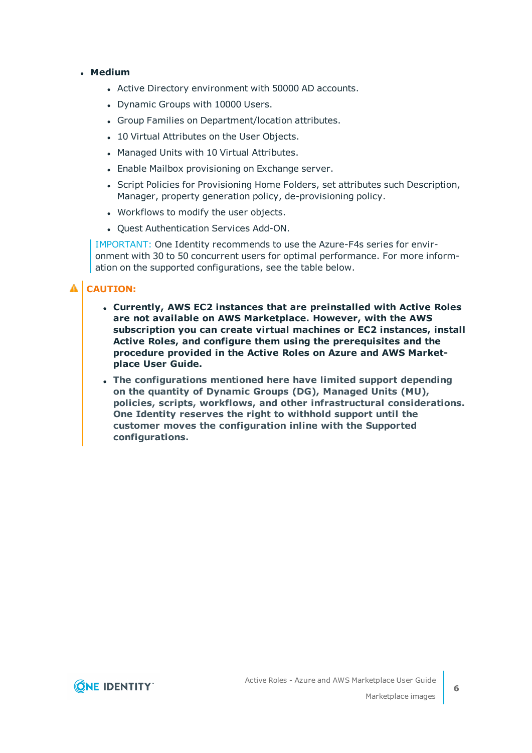- **Medium**
  - Active Directory environment with 50000 AD accounts.
  - Dynamic Groups with 10000 Users.
  - Group Families on Department/location attributes.
  - 10 Virtual Attributes on the User Objects.
  - Managed Units with 10 Virtual Attributes.
  - Enable Mailbox provisioning on Exchange server.
  - Script Policies for Provisioning Home Folders, set attributes such Description, Manager, property generation policy, de-provisioning policy.
  - Workflows to modify the user objects.
  - Quest Authentication Services Add-ON.

  IMPORTANT: One Identity recommends to use the Azure-F4s series for environment with 30 to 50 concurrent users for optimal performance. For more information on the supported configurations, see the table below.

**CAUTION:**

- **Currently, AWS EC2 instances that are preinstalled with Active Roles are not available on AWS Marketplace. However, with the AWS subscription you can create virtual machines or EC2 instances, install Active Roles, and configure them using the prerequisites and the procedure provided in the Active Roles on Azure and AWS Marketplace User Guide.**
- **The configurations mentioned here have limited support depending on the quantity of Dynamic Groups (DG), Managed Units (MU), policies, scripts, workflows, and other infrastructural considerations. One Identity reserves the right to withhold support until the customer moves the configuration inline with the Supported configurations.**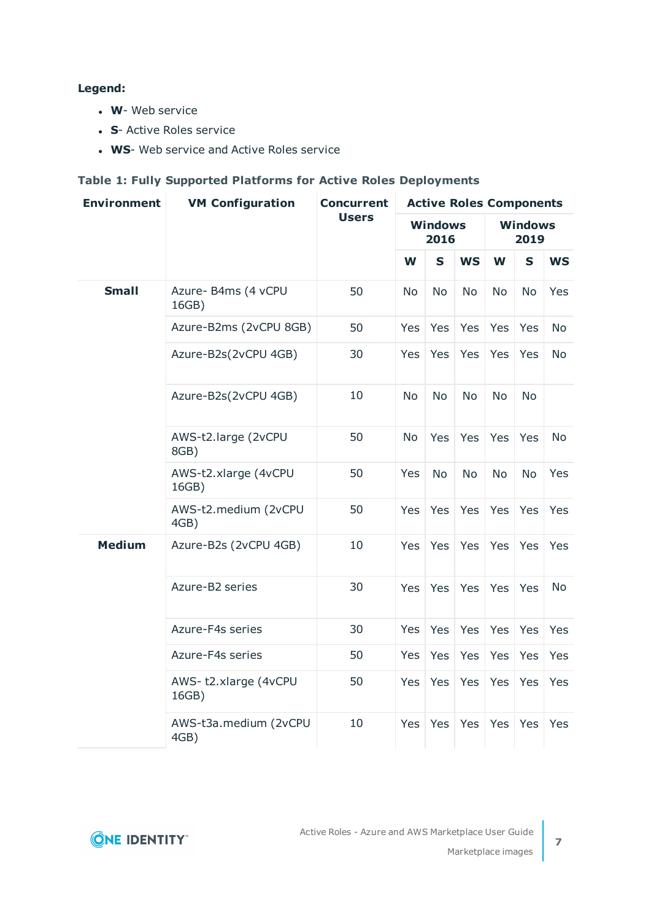**Legend:**

- **W**- Web service
- **S**- Active Roles service
- **WS**- Web service and Active Roles service

**Table 1: Fully Supported Platforms for Active Roles Deployments**

| Environment | VM Configuration | Concurrent Users | Active Roles Components | | | | | |
|---|---|---|---|---|---|---|---|---|
| | | | Windows 2016 | | | Windows 2019 | | |
| | | | W | S | WS | W | S | WS |
| Small | Azure- B4ms (4 vCPU 16GB) | 50 | No | No | No | No | No | Yes |
| | Azure-B2ms (2vCPU 8GB) | 50 | Yes | Yes | Yes | Yes | Yes | No |
| | Azure-B2s(2vCPU 4GB) | 30 | Yes | Yes | Yes | Yes | Yes | No |
| | Azure-B2s(2vCPU 4GB) | 10 | No | No | No | No | No | |
| | AWS-t2.large (2vCPU 8GB) | 50 | No | Yes | Yes | Yes | Yes | No |
| | AWS-t2.xlarge (4vCPU 16GB) | 50 | Yes | No | No | No | No | Yes |
| | AWS-t2.medium (2vCPU 4GB) | 50 | Yes | Yes | Yes | Yes | Yes | Yes |
| Medium | Azure-B2s (2vCPU 4GB) | 10 | Yes | Yes | Yes | Yes | Yes | Yes |
| | Azure-B2 series | 30 | Yes | Yes | Yes | Yes | Yes | No |
| | Azure-F4s series | 30 | Yes | Yes | Yes | Yes | Yes | Yes |
| | Azure-F4s series | 50 | Yes | Yes | Yes | Yes | Yes | Yes |
| | AWS- t2.xlarge (4vCPU 16GB) | 50 | Yes | Yes | Yes | Yes | Yes | Yes |
| | AWS-t3a.medium (2vCPU 4GB) | 10 | Yes | Yes | Yes | Yes | Yes | Yes |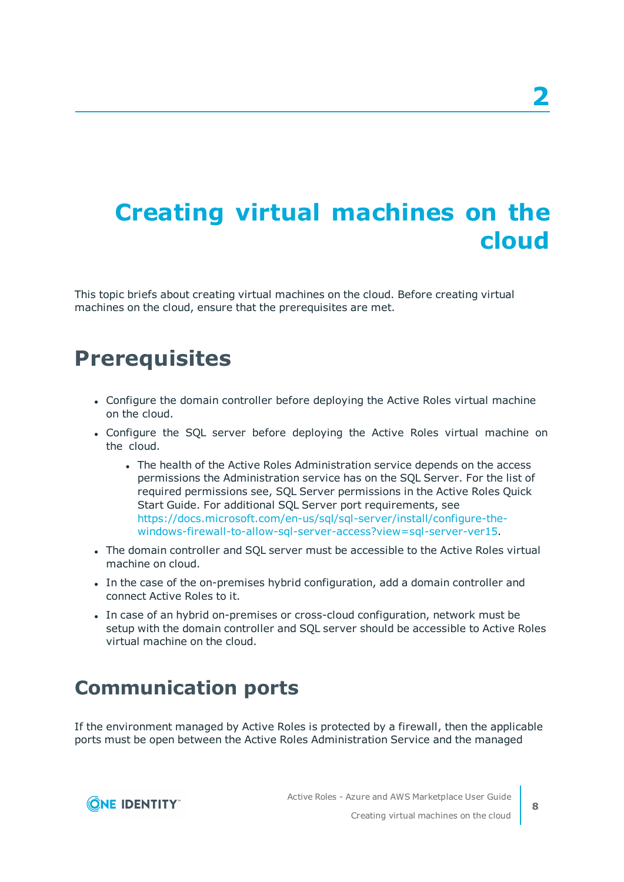# 2 Creating virtual machines on the cloud

This topic briefs about creating virtual machines on the cloud. Before creating virtual machines on the cloud, ensure that the prerequisites are met.

## Prerequisites

- Configure the domain controller before deploying the Active Roles virtual machine on the cloud.
- Configure the SQL server before deploying the Active Roles virtual machine on the cloud.
  - The health of the Active Roles Administration service depends on the access permissions the Administration service has on the SQL Server. For the list of required permissions see, SQL Server permissions in the Active Roles Quick Start Guide. For additional SQL Server port requirements, see https://docs.microsoft.com/en-us/sql/sql-server/install/configure-the-windows-firewall-to-allow-sql-server-access?view=sql-server-ver15.
- The domain controller and SQL server must be accessible to the Active Roles virtual machine on cloud.
- In the case of the on-premises hybrid configuration, add a domain controller and connect Active Roles to it.
- In case of an hybrid on-premises or cross-cloud configuration, network must be setup with the domain controller and SQL server should be accessible to Active Roles virtual machine on the cloud.

## Communication ports

If the environment managed by Active Roles is protected by a firewall, then the applicable ports must be open between the Active Roles Administration Service and the managed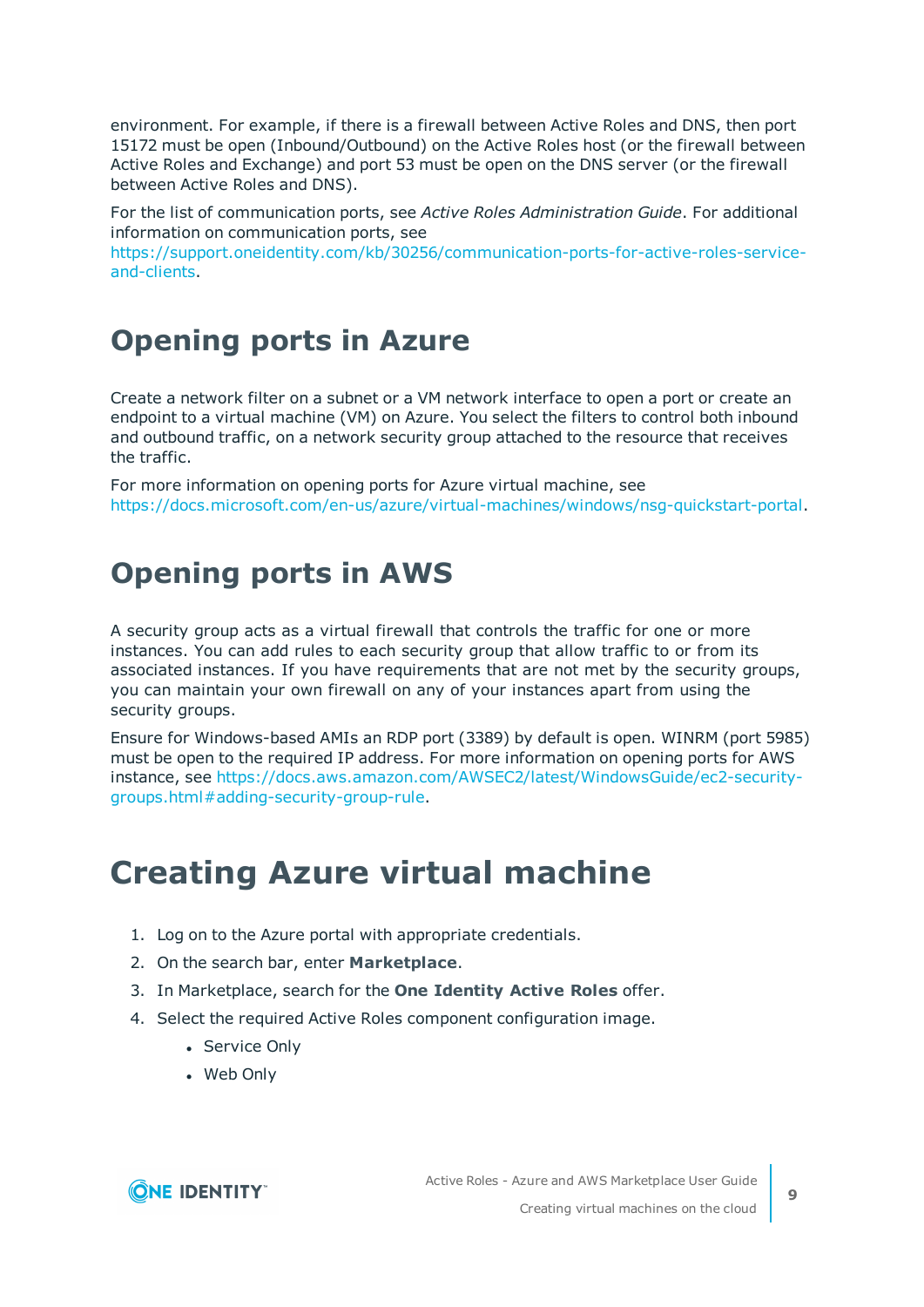environment. For example, if there is a firewall between Active Roles and DNS, then port 15172 must be open (Inbound/Outbound) on the Active Roles host (or the firewall between Active Roles and Exchange) and port 53 must be open on the DNS server (or the firewall between Active Roles and DNS).

For the list of communication ports, see *Active Roles Administration Guide*. For additional information on communication ports, see https://support.oneidentity.com/kb/30256/communication-ports-for-active-roles-service-and-clients.

## Opening ports in Azure

Create a network filter on a subnet or a VM network interface to open a port or create an endpoint to a virtual machine (VM) on Azure. You select the filters to control both inbound and outbound traffic, on a network security group attached to the resource that receives the traffic.

For more information on opening ports for Azure virtual machine, see https://docs.microsoft.com/en-us/azure/virtual-machines/windows/nsg-quickstart-portal.

## Opening ports in AWS

A security group acts as a virtual firewall that controls the traffic for one or more instances. You can add rules to each security group that allow traffic to or from its associated instances. If you have requirements that are not met by the security groups, you can maintain your own firewall on any of your instances apart from using the security groups.

Ensure for Windows-based AMIs an RDP port (3389) by default is open. WINRM (port 5985) must be open to the required IP address. For more information on opening ports for AWS instance, see https://docs.aws.amazon.com/AWSEC2/latest/WindowsGuide/ec2-security-groups.html#adding-security-group-rule.

# Creating Azure virtual machine

1. Log on to the Azure portal with appropriate credentials.
2. On the search bar, enter **Marketplace**.
3. In Marketplace, search for the **One Identity Active Roles** offer.
4. Select the required Active Roles component configuration image.
    - Service Only
    - Web Only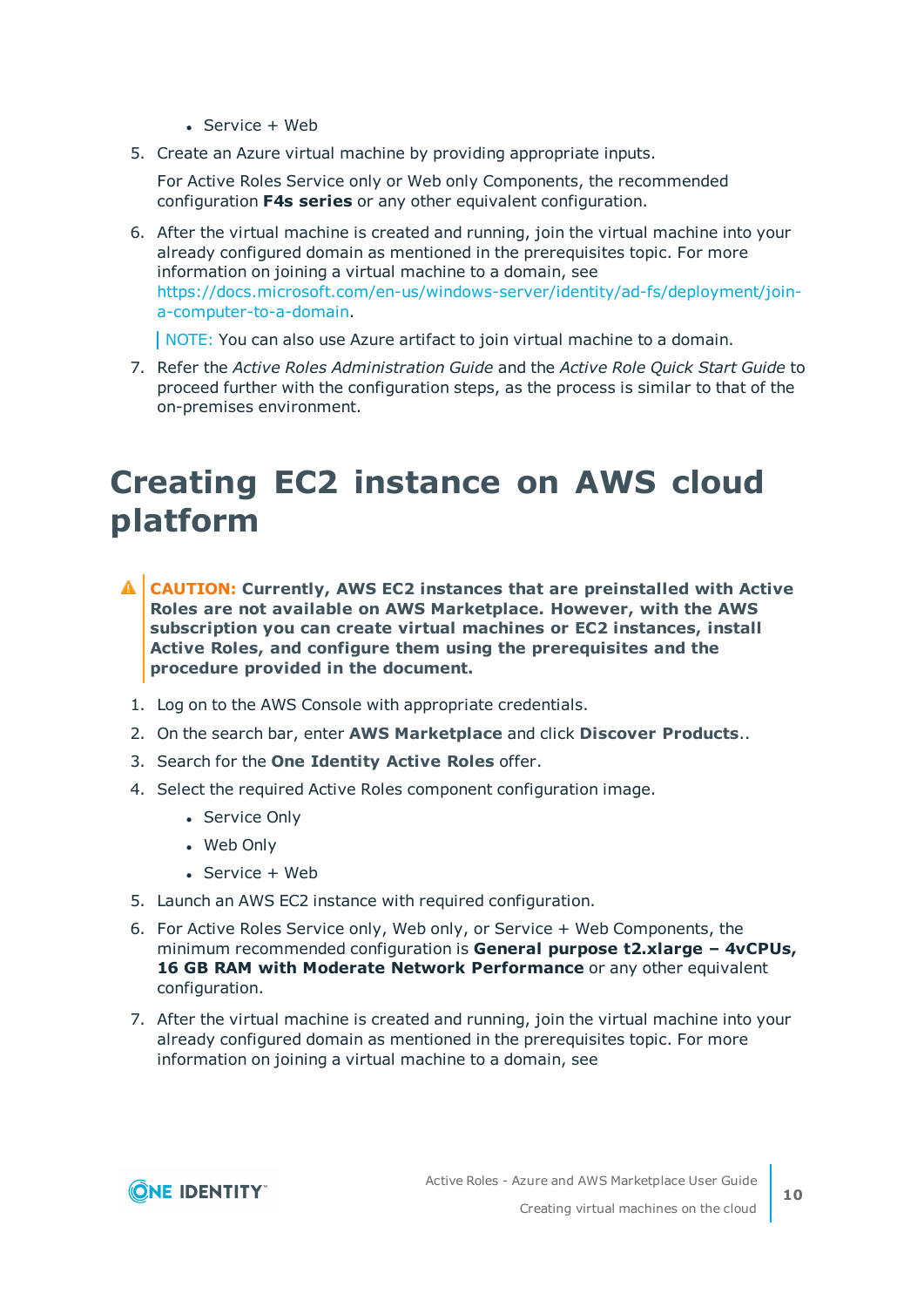- Service + Web

5. Create an Azure virtual machine by providing appropriate inputs.

   For Active Roles Service only or Web only Components, the recommended configuration **F4s series** or any other equivalent configuration.

6. After the virtual machine is created and running, join the virtual machine into your already configured domain as mentioned in the prerequisites topic. For more information on joining a virtual machine to a domain, see https://docs.microsoft.com/en-us/windows-server/identity/ad-fs/deployment/join-a-computer-to-a-domain.

   NOTE: You can also use Azure artifact to join virtual machine to a domain.

7. Refer the *Active Roles Administration Guide* and the *Active Role Quick Start Guide* to proceed further with the configuration steps, as the process is similar to that of the on-premises environment.

# Creating EC2 instance on AWS cloud platform

**CAUTION: Currently, AWS EC2 instances that are preinstalled with Active Roles are not available on AWS Marketplace. However, with the AWS subscription you can create virtual machines or EC2 instances, install Active Roles, and configure them using the prerequisites and the procedure provided in the document.**

1. Log on to the AWS Console with appropriate credentials.
2. On the search bar, enter **AWS Marketplace** and click **Discover Products**..
3. Search for the **One Identity Active Roles** offer.
4. Select the required Active Roles component configuration image.
   - Service Only
   - Web Only
   - Service + Web
5. Launch an AWS EC2 instance with required configuration.
6. For Active Roles Service only, Web only, or Service + Web Components, the minimum recommended configuration is **General purpose t2.xlarge – 4vCPUs, 16 GB RAM with Moderate Network Performance** or any other equivalent configuration.
7. After the virtual machine is created and running, join the virtual machine into your already configured domain as mentioned in the prerequisites topic. For more information on joining a virtual machine to a domain, see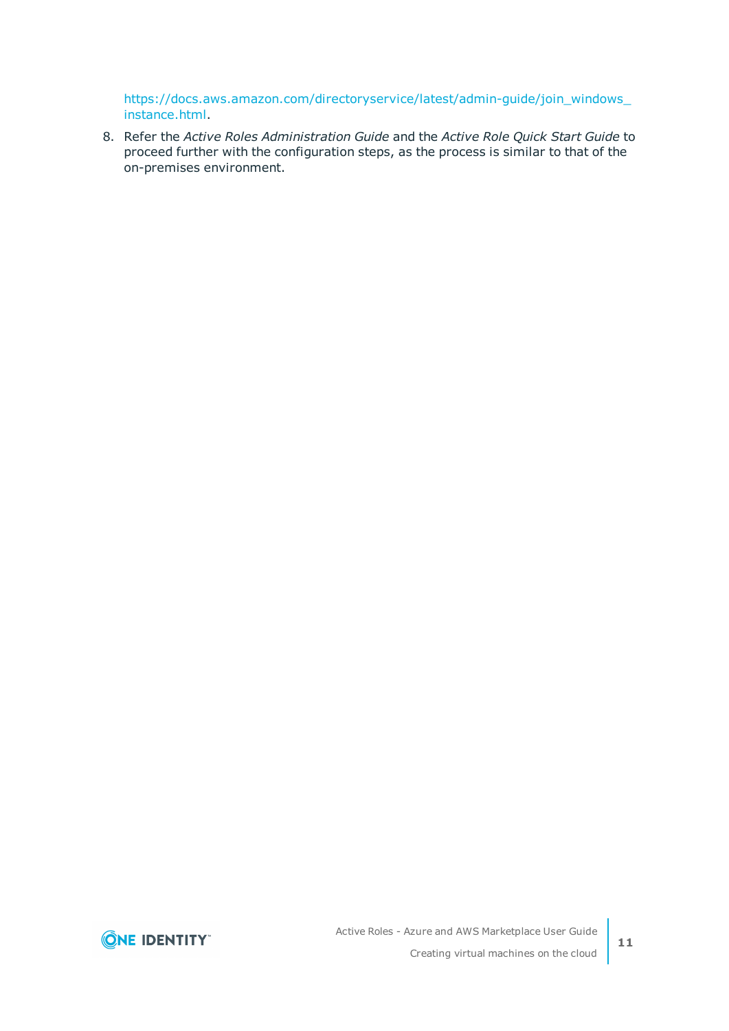https://docs.aws.amazon.com/directoryservice/latest/admin-guide/join_windows_instance.html.

8. Refer the *Active Roles Administration Guide* and the *Active Role Quick Start Guide* to proceed further with the configuration steps, as the process is similar to that of the on-premises environment.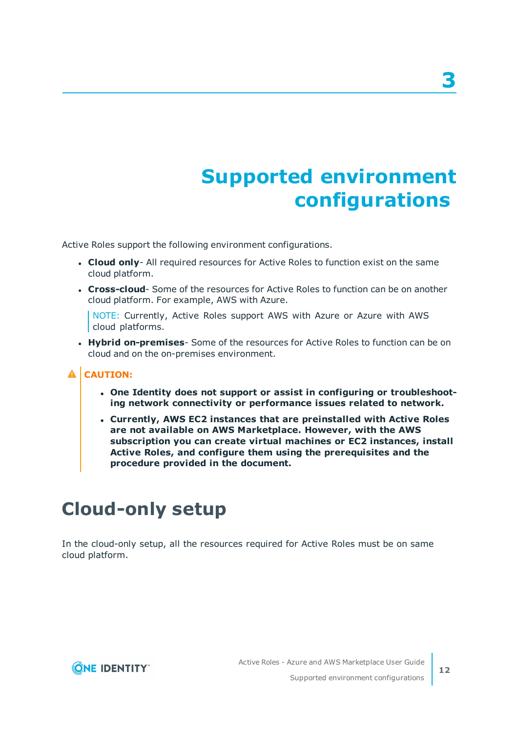# 3 Supported environment configurations

Active Roles support the following environment configurations.

- **Cloud only**- All required resources for Active Roles to function exist on the same cloud platform.
- **Cross-cloud**- Some of the resources for Active Roles to function can be on another cloud platform. For example, AWS with Azure.

  NOTE: Currently, Active Roles support AWS with Azure or Azure with AWS cloud platforms.

- **Hybrid on-premises**- Some of the resources for Active Roles to function can be on cloud and on the on-premises environment.

**CAUTION:**

- **One Identity does not support or assist in configuring or troubleshooting network connectivity or performance issues related to network.**
- **Currently, AWS EC2 instances that are preinstalled with Active Roles are not available on AWS Marketplace. However, with the AWS subscription you can create virtual machines or EC2 instances, install Active Roles, and configure them using the prerequisites and the procedure provided in the document.**

## Cloud-only setup

In the cloud-only setup, all the resources required for Active Roles must be on same cloud platform.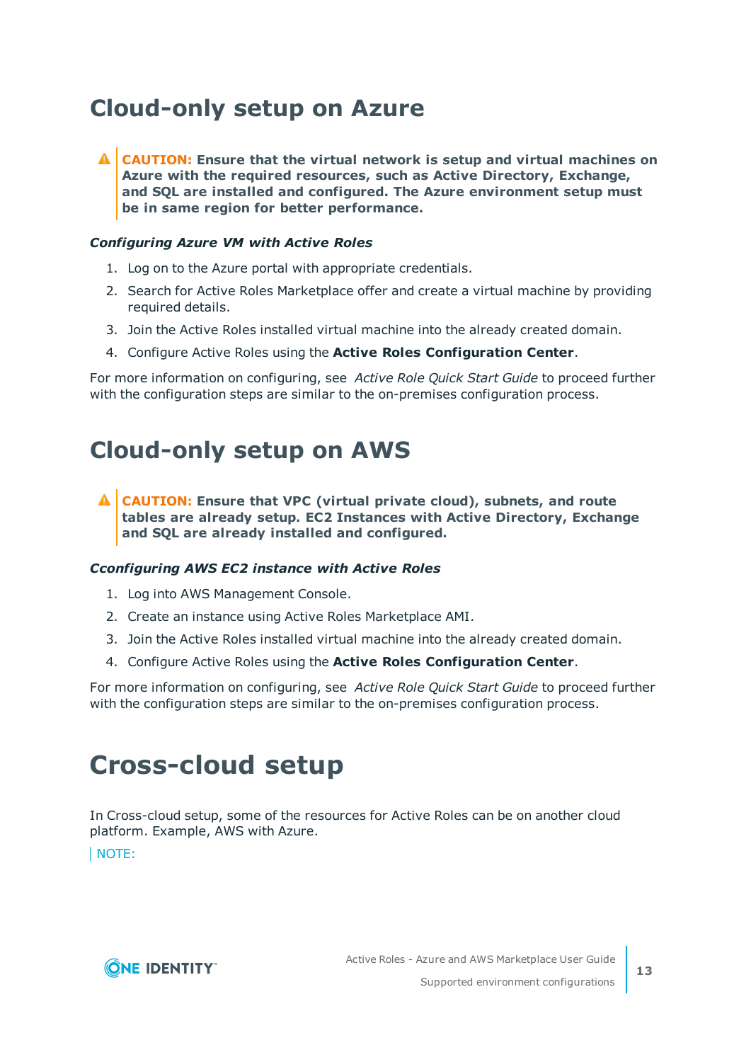# Cloud-only setup on Azure

> ⚠ **CAUTION: Ensure that the virtual network is setup and virtual machines on Azure with the required resources, such as Active Directory, Exchange, and SQL are installed and configured. The Azure environment setup must be in same region for better performance.**

***Configuring Azure VM with Active Roles***

1. Log on to the Azure portal with appropriate credentials.
2. Search for Active Roles Marketplace offer and create a virtual machine by providing required details.
3. Join the Active Roles installed virtual machine into the already created domain.
4. Configure Active Roles using the **Active Roles Configuration Center**.

For more information on configuring, see *Active Role Quick Start Guide* to proceed further with the configuration steps are similar to the on-premises configuration process.

# Cloud-only setup on AWS

> ⚠ **CAUTION: Ensure that VPC (virtual private cloud), subnets, and route tables are already setup. EC2 Instances with Active Directory, Exchange and SQL are already installed and configured.**

***Cconfiguring AWS EC2 instance with Active Roles***

1. Log into AWS Management Console.
2. Create an instance using Active Roles Marketplace AMI.
3. Join the Active Roles installed virtual machine into the already created domain.
4. Configure Active Roles using the **Active Roles Configuration Center**.

For more information on configuring, see *Active Role Quick Start Guide* to proceed further with the configuration steps are similar to the on-premises configuration process.

# Cross-cloud setup

In Cross-cloud setup, some of the resources for Active Roles can be on another cloud platform. Example, AWS with Azure.

> NOTE: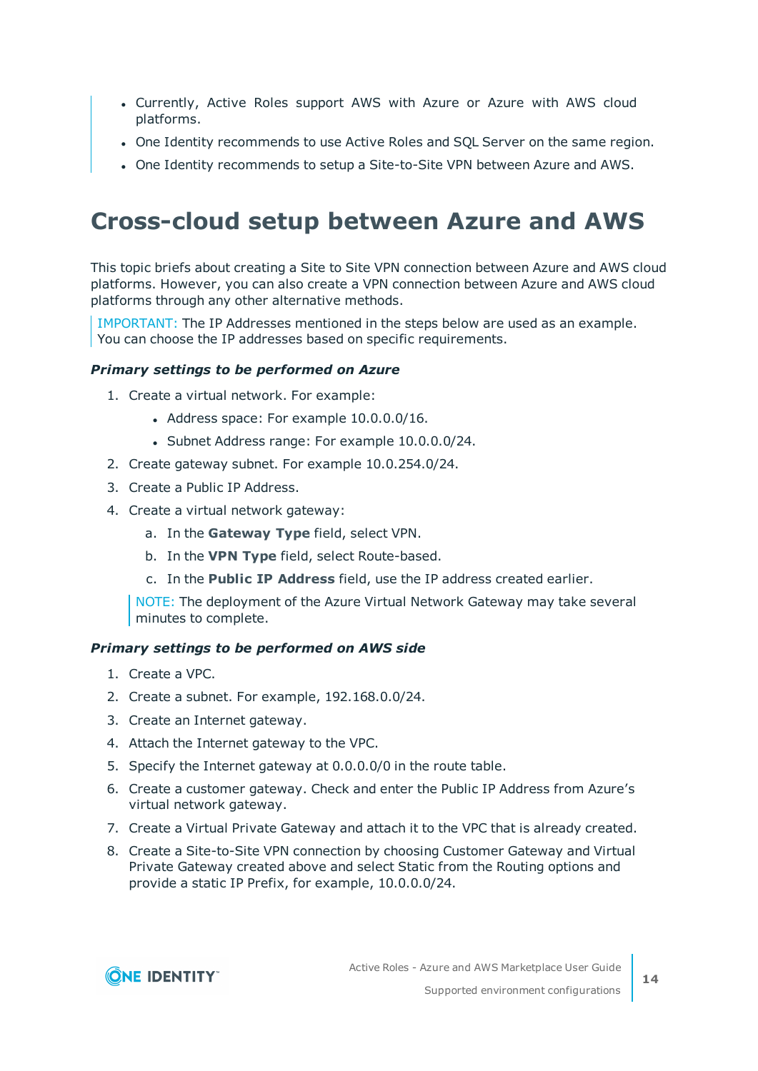- Currently, Active Roles support AWS with Azure or Azure with AWS cloud platforms.
- One Identity recommends to use Active Roles and SQL Server on the same region.
- One Identity recommends to setup a Site-to-Site VPN between Azure and AWS.

# Cross-cloud setup between Azure and AWS

This topic briefs about creating a Site to Site VPN connection between Azure and AWS cloud platforms. However, you can also create a VPN connection between Azure and AWS cloud platforms through any other alternative methods.

IMPORTANT: The IP Addresses mentioned in the steps below are used as an example. You can choose the IP addresses based on specific requirements.

***Primary settings to be performed on Azure***

1. Create a virtual network. For example:
   - Address space: For example 10.0.0.0/16.
   - Subnet Address range: For example 10.0.0.0/24.
2. Create gateway subnet. For example 10.0.254.0/24.
3. Create a Public IP Address.
4. Create a virtual network gateway:
   a. In the **Gateway Type** field, select VPN.
   b. In the **VPN Type** field, select Route-based.
   c. In the **Public IP Address** field, use the IP address created earlier.

   NOTE: The deployment of the Azure Virtual Network Gateway may take several minutes to complete.

***Primary settings to be performed on AWS side***

1. Create a VPC.
2. Create a subnet. For example, 192.168.0.0/24.
3. Create an Internet gateway.
4. Attach the Internet gateway to the VPC.
5. Specify the Internet gateway at 0.0.0.0/0 in the route table.
6. Create a customer gateway. Check and enter the Public IP Address from Azure's virtual network gateway.
7. Create a Virtual Private Gateway and attach it to the VPC that is already created.
8. Create a Site-to-Site VPN connection by choosing Customer Gateway and Virtual Private Gateway created above and select Static from the Routing options and provide a static IP Prefix, for example, 10.0.0.0/24.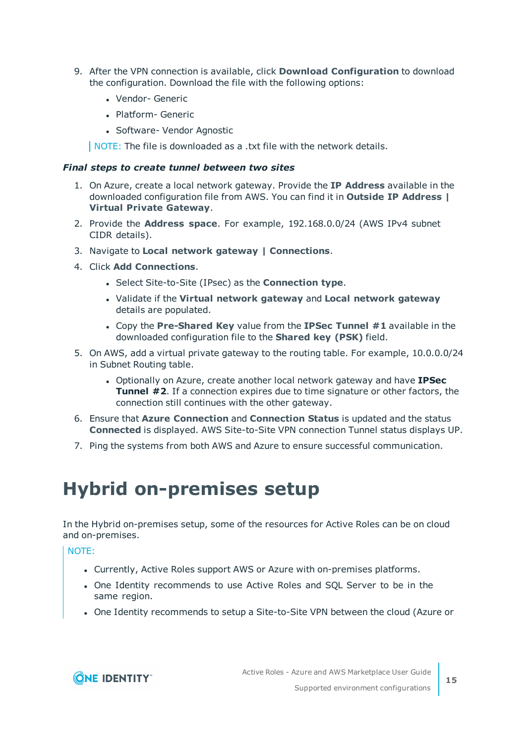9. After the VPN connection is available, click **Download Configuration** to download the configuration. Download the file with the following options:
   - Vendor- Generic
   - Platform- Generic
   - Software- Vendor Agnostic

   NOTE: The file is downloaded as a .txt file with the network details.

#### *Final steps to create tunnel between two sites*

1. On Azure, create a local network gateway. Provide the **IP Address** available in the downloaded configuration file from AWS. You can find it in **Outside IP Address | Virtual Private Gateway**.
2. Provide the **Address space**. For example, 192.168.0.0/24 (AWS IPv4 subnet CIDR details).
3. Navigate to **Local network gateway | Connections**.
4. Click **Add Connections**.
   - Select Site-to-Site (IPsec) as the **Connection type**.
   - Validate if the **Virtual network gateway** and **Local network gateway** details are populated.
   - Copy the **Pre-Shared Key** value from the **IPSec Tunnel #1** available in the downloaded configuration file to the **Shared key (PSK)** field.
5. On AWS, add a virtual private gateway to the routing table. For example, 10.0.0.0/24 in Subnet Routing table.
   - Optionally on Azure, create another local network gateway and have **IPSec Tunnel #2**. If a connection expires due to time signature or other factors, the connection still continues with the other gateway.
6. Ensure that **Azure Connection** and **Connection Status** is updated and the status **Connected** is displayed. AWS Site-to-Site VPN connection Tunnel status displays UP.
7. Ping the systems from both AWS and Azure to ensure successful communication.

# Hybrid on-premises setup

In the Hybrid on-premises setup, some of the resources for Active Roles can be on cloud and on-premises.

NOTE:

- Currently, Active Roles support AWS or Azure with on-premises platforms.
- One Identity recommends to use Active Roles and SQL Server to be in the same region.
- One Identity recommends to setup a Site-to-Site VPN between the cloud (Azure or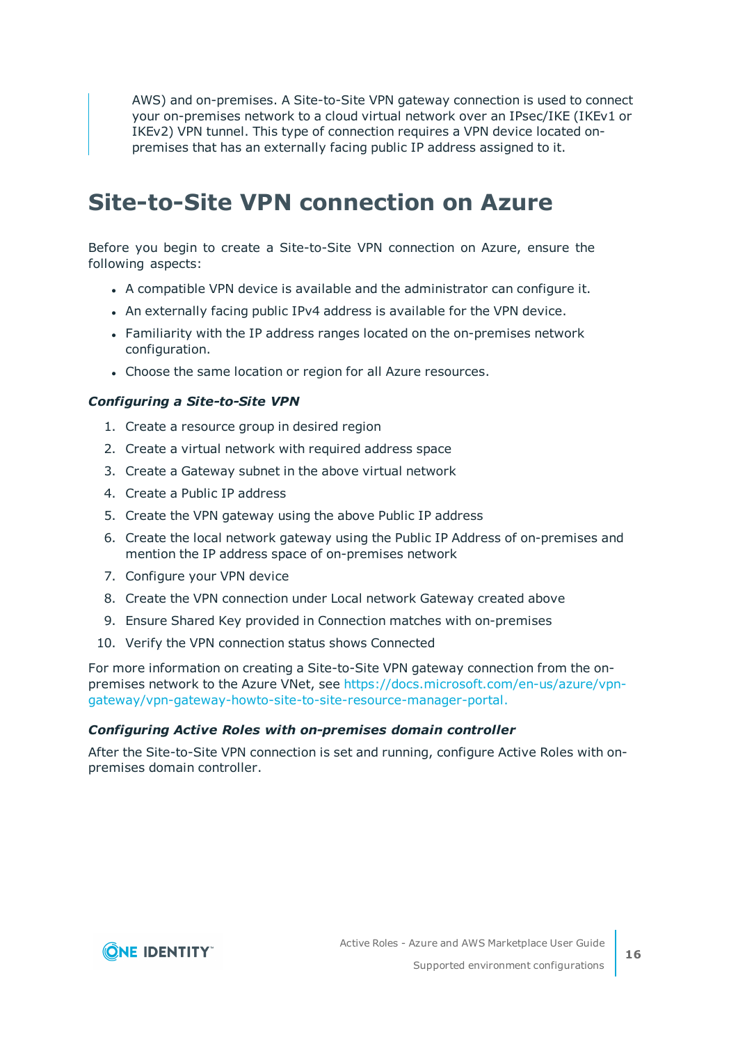> AWS) and on-premises. A Site-to-Site VPN gateway connection is used to connect your on-premises network to a cloud virtual network over an IPsec/IKE (IKEv1 or IKEv2) VPN tunnel. This type of connection requires a VPN device located on-premises that has an externally facing public IP address assigned to it.

# Site-to-Site VPN connection on Azure

Before you begin to create a Site-to-Site VPN connection on Azure, ensure the following aspects:

- A compatible VPN device is available and the administrator can configure it.
- An externally facing public IPv4 address is available for the VPN device.
- Familiarity with the IP address ranges located on the on-premises network configuration.
- Choose the same location or region for all Azure resources.

***Configuring a Site-to-Site VPN***

1. Create a resource group in desired region
2. Create a virtual network with required address space
3. Create a Gateway subnet in the above virtual network
4. Create a Public IP address
5. Create the VPN gateway using the above Public IP address
6. Create the local network gateway using the Public IP Address of on-premises and mention the IP address space of on-premises network
7. Configure your VPN device
8. Create the VPN connection under Local network Gateway created above
9. Ensure Shared Key provided in Connection matches with on-premises
10. Verify the VPN connection status shows Connected

For more information on creating a Site-to-Site VPN gateway connection from the on-premises network to the Azure VNet, see https://docs.microsoft.com/en-us/azure/vpn-gateway/vpn-gateway-howto-site-to-site-resource-manager-portal.

***Configuring Active Roles with on-premises domain controller***

After the Site-to-Site VPN connection is set and running, configure Active Roles with on-premises domain controller.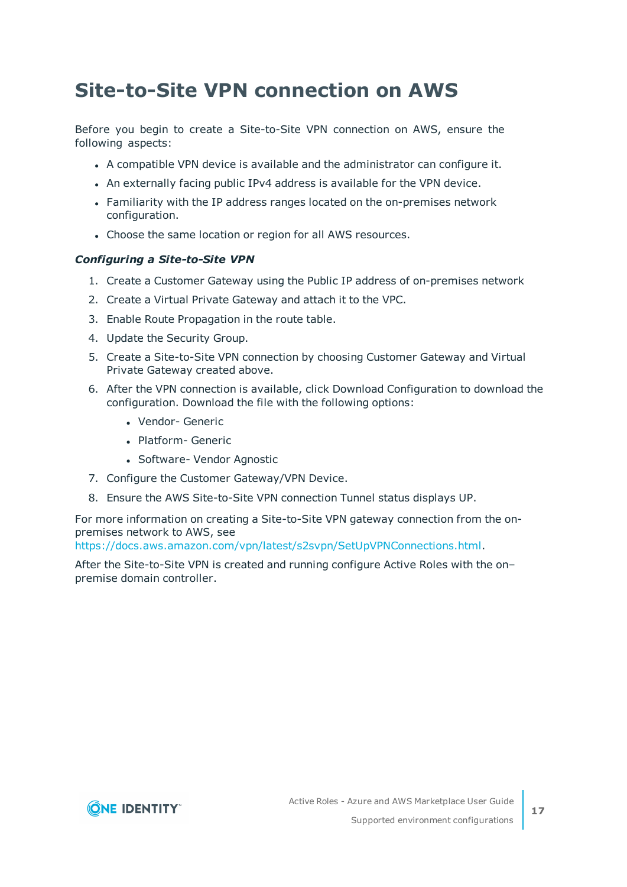# Site-to-Site VPN connection on AWS

Before you begin to create a Site-to-Site VPN connection on AWS, ensure the following aspects:

- A compatible VPN device is available and the administrator can configure it.
- An externally facing public IPv4 address is available for the VPN device.
- Familiarity with the IP address ranges located on the on-premises network configuration.
- Choose the same location or region for all AWS resources.

***Configuring a Site-to-Site VPN***

1. Create a Customer Gateway using the Public IP address of on-premises network
2. Create a Virtual Private Gateway and attach it to the VPC.
3. Enable Route Propagation in the route table.
4. Update the Security Group.
5. Create a Site-to-Site VPN connection by choosing Customer Gateway and Virtual Private Gateway created above.
6. After the VPN connection is available, click Download Configuration to download the configuration. Download the file with the following options:
   - Vendor- Generic
   - Platform- Generic
   - Software- Vendor Agnostic
7. Configure the Customer Gateway/VPN Device.
8. Ensure the AWS Site-to-Site VPN connection Tunnel status displays UP.

For more information on creating a Site-to-Site VPN gateway connection from the on-premises network to AWS, see https://docs.aws.amazon.com/vpn/latest/s2svpn/SetUpVPNConnections.html.

After the Site-to-Site VPN is created and running configure Active Roles with the on–premise domain controller.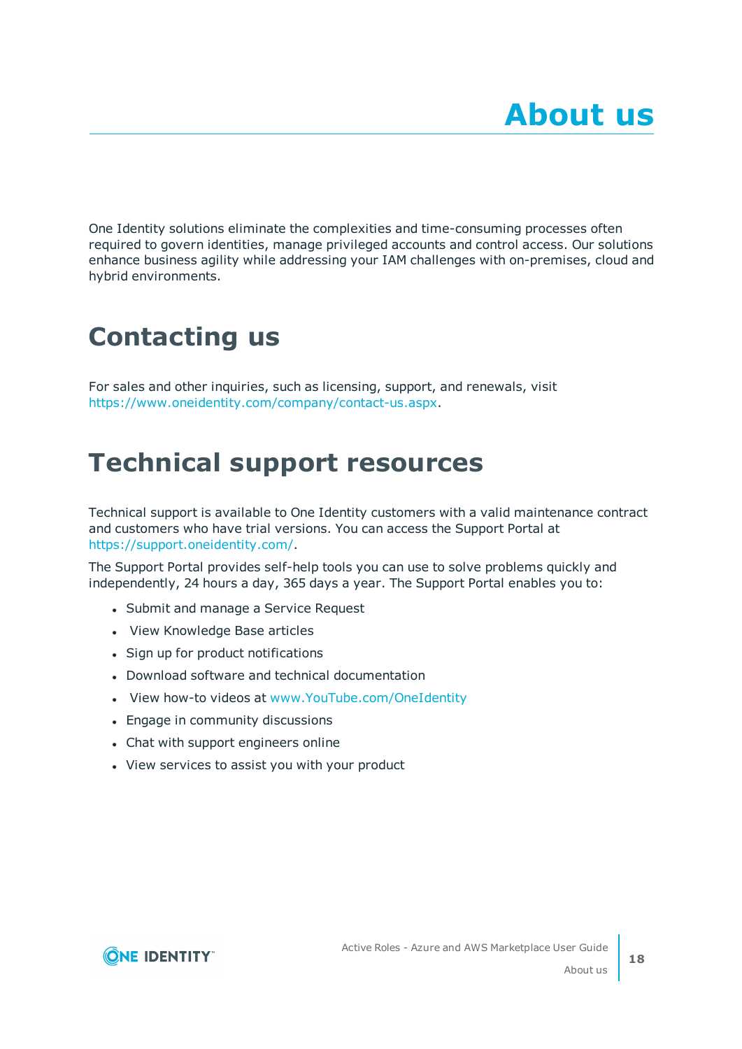# About us

One Identity solutions eliminate the complexities and time-consuming processes often required to govern identities, manage privileged accounts and control access. Our solutions enhance business agility while addressing your IAM challenges with on-premises, cloud and hybrid environments.

## Contacting us

For sales and other inquiries, such as licensing, support, and renewals, visit https://www.oneidentity.com/company/contact-us.aspx.

## Technical support resources

Technical support is available to One Identity customers with a valid maintenance contract and customers who have trial versions. You can access the Support Portal at https://support.oneidentity.com/.

The Support Portal provides self-help tools you can use to solve problems quickly and independently, 24 hours a day, 365 days a year. The Support Portal enables you to:

- Submit and manage a Service Request
- View Knowledge Base articles
- Sign up for product notifications
- Download software and technical documentation
- View how-to videos at www.YouTube.com/OneIdentity
- Engage in community discussions
- Chat with support engineers online
- View services to assist you with your product